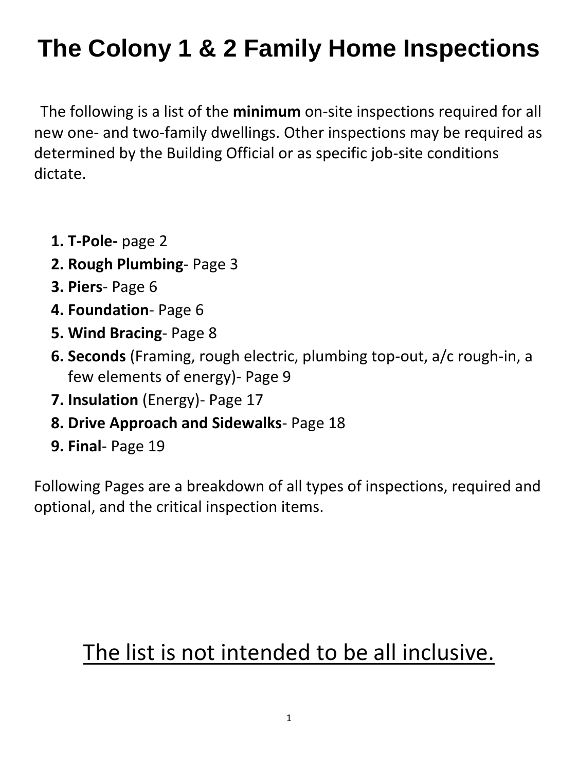# The Colony 1 & 2 Family Home Inspections

The following is a list of the **minimum** on-site inspections required for all new one- and two-family dwellings. Other inspections may be required as determined by the Building Official or as specific job-site conditions dictate.

1. **T-Pole-** page 2
2. **Rough Plumbing**- Page 3
3. **Piers**- Page 6
4. **Foundation**- Page 6
5. **Wind Bracing**- Page 8
6. **Seconds** (Framing, rough electric, plumbing top-out, a/c rough-in, a few elements of energy)- Page 9
7. **Insulation** (Energy)- Page 17
8. **Drive Approach and Sidewalks**- Page 18
9. **Final**- Page 19

Following Pages are a breakdown of all types of inspections, required and optional, and the critical inspection items.

<u>The list is not intended to be all inclusive.</u>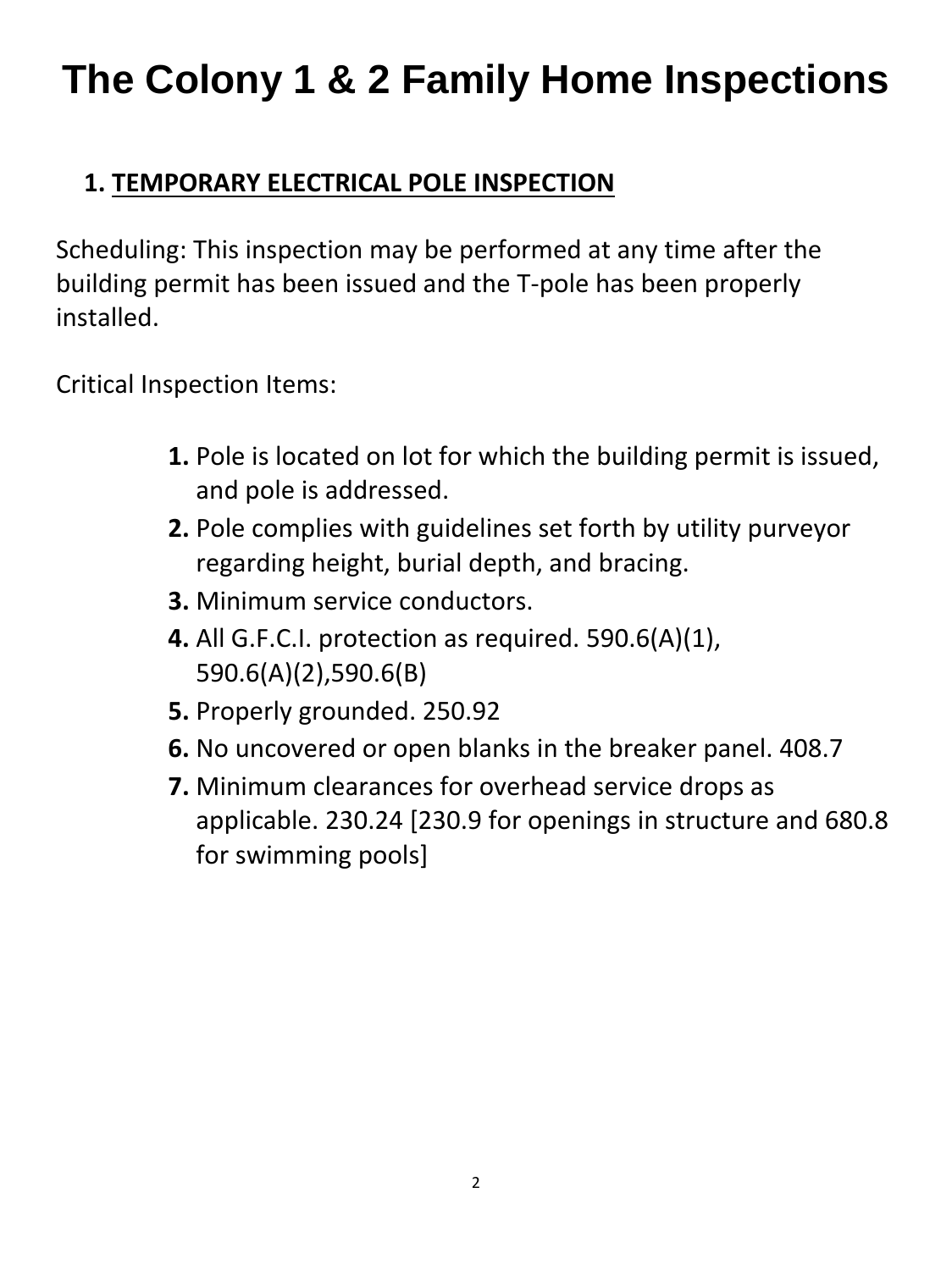# The Colony 1 & 2 Family Home Inspections

## 1. TEMPORARY ELECTRICAL POLE INSPECTION

Scheduling: This inspection may be performed at any time after the building permit has been issued and the T-pole has been properly installed.

Critical Inspection Items:

1. Pole is located on lot for which the building permit is issued, and pole is addressed.
2. Pole complies with guidelines set forth by utility purveyor regarding height, burial depth, and bracing.
3. Minimum service conductors.
4. All G.F.C.I. protection as required. 590.6(A)(1), 590.6(A)(2),590.6(B)
5. Properly grounded. 250.92
6. No uncovered or open blanks in the breaker panel. 408.7
7. Minimum clearances for overhead service drops as applicable. 230.24 [230.9 for openings in structure and 680.8 for swimming pools]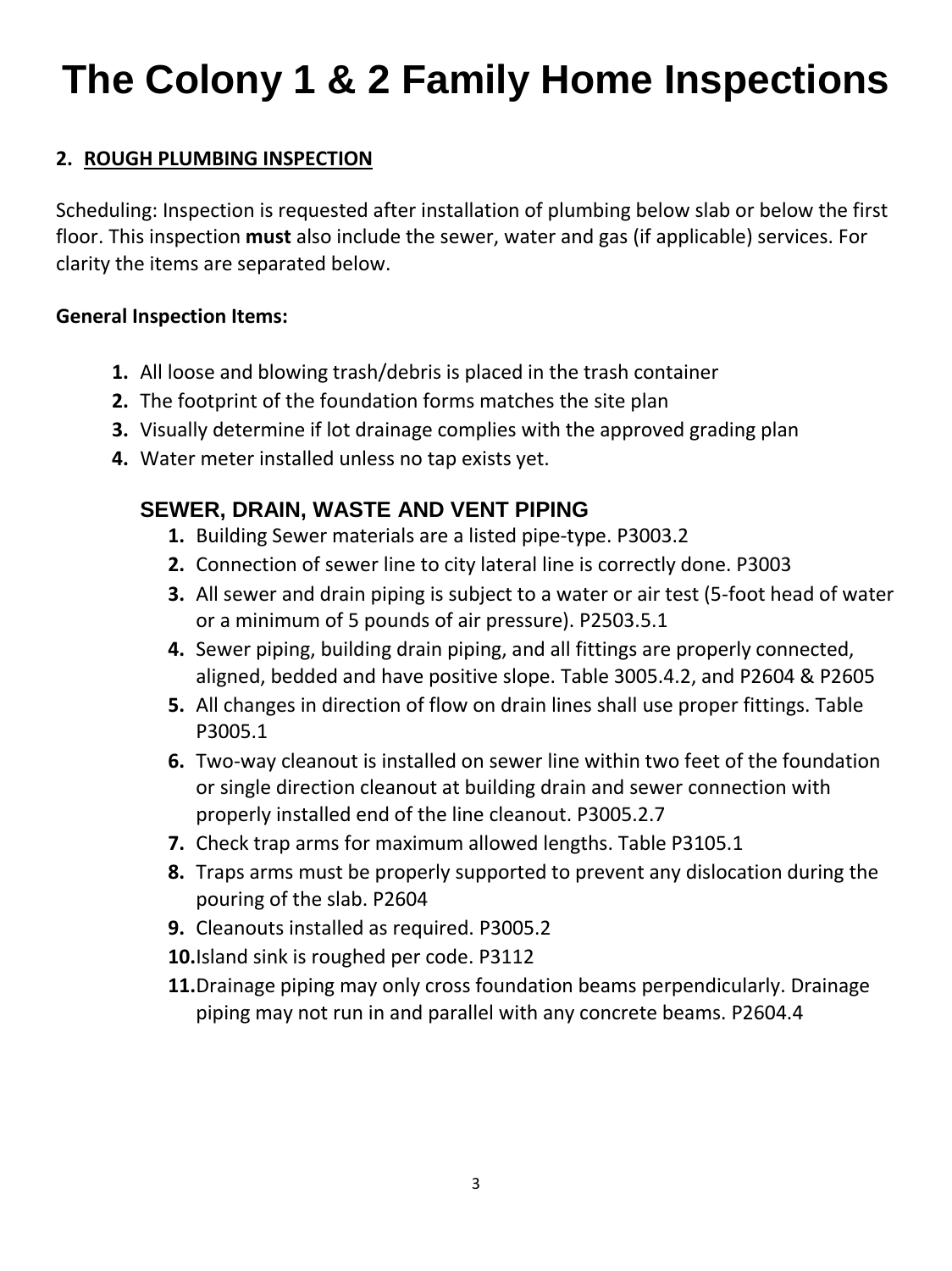# The Colony 1 & 2 Family Home Inspections

## 2. <u>ROUGH PLUMBING INSPECTION</u>

Scheduling: Inspection is requested after installation of plumbing below slab or below the first floor. This inspection **must** also include the sewer, water and gas (if applicable) services. For clarity the items are separated below.

**General Inspection Items:**

1. All loose and blowing trash/debris is placed in the trash container
2. The footprint of the foundation forms matches the site plan
3. Visually determine if lot drainage complies with the approved grading plan
4. Water meter installed unless no tap exists yet.

### SEWER, DRAIN, WASTE AND VENT PIPING

1. Building Sewer materials are a listed pipe-type. P3003.2
2. Connection of sewer line to city lateral line is correctly done. P3003
3. All sewer and drain piping is subject to a water or air test (5-foot head of water or a minimum of 5 pounds of air pressure). P2503.5.1
4. Sewer piping, building drain piping, and all fittings are properly connected, aligned, bedded and have positive slope. Table 3005.4.2, and P2604 & P2605
5. All changes in direction of flow on drain lines shall use proper fittings. Table P3005.1
6. Two-way cleanout is installed on sewer line within two feet of the foundation or single direction cleanout at building drain and sewer connection with properly installed end of the line cleanout. P3005.2.7
7. Check trap arms for maximum allowed lengths. Table P3105.1
8. Traps arms must be properly supported to prevent any dislocation during the pouring of the slab. P2604
9. Cleanouts installed as required. P3005.2
10. Island sink is roughed per code. P3112
11. Drainage piping may only cross foundation beams perpendicularly. Drainage piping may not run in and parallel with any concrete beams. P2604.4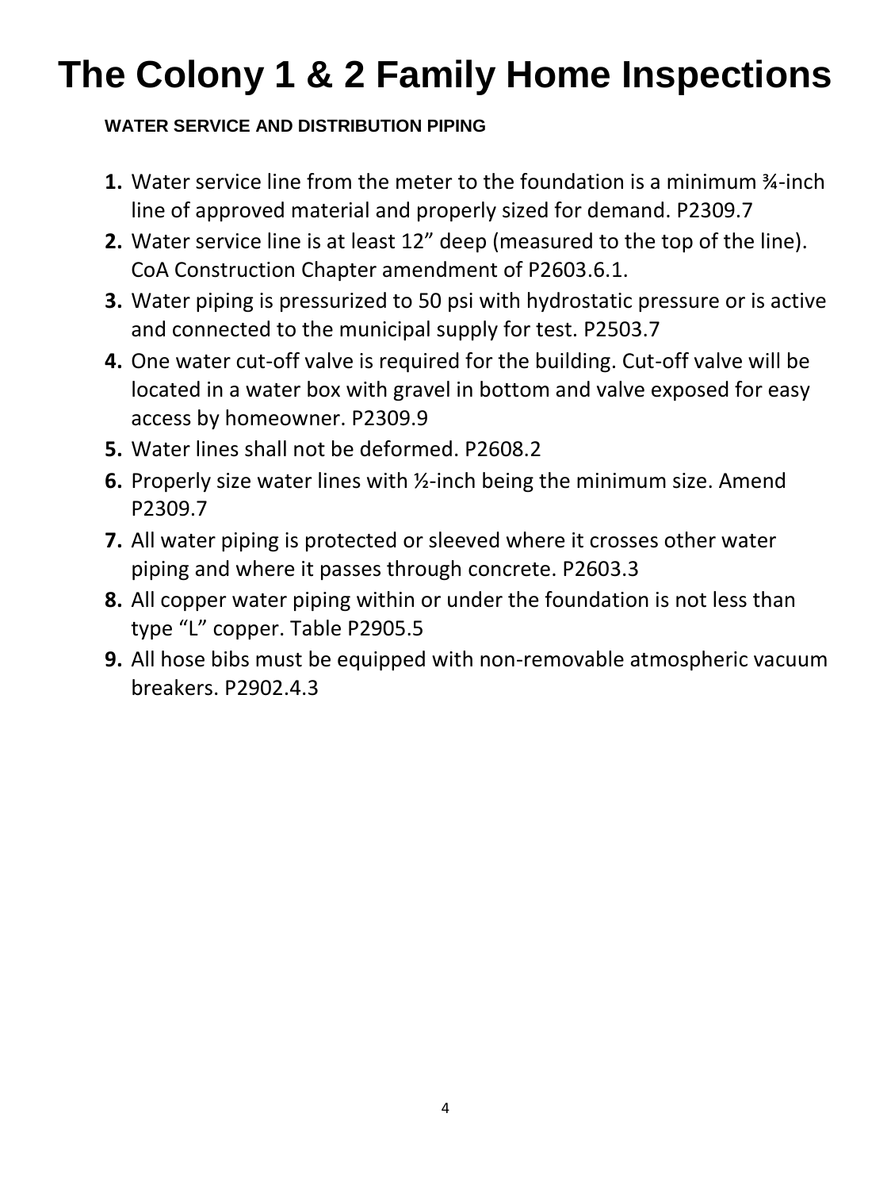# The Colony 1 & 2 Family Home Inspections

**WATER SERVICE AND DISTRIBUTION PIPING**

1. Water service line from the meter to the foundation is a minimum ¾-inch line of approved material and properly sized for demand. P2309.7
2. Water service line is at least 12" deep (measured to the top of the line). CoA Construction Chapter amendment of P2603.6.1.
3. Water piping is pressurized to 50 psi with hydrostatic pressure or is active and connected to the municipal supply for test. P2503.7
4. One water cut-off valve is required for the building. Cut-off valve will be located in a water box with gravel in bottom and valve exposed for easy access by homeowner. P2309.9
5. Water lines shall not be deformed. P2608.2
6. Properly size water lines with ½-inch being the minimum size. Amend P2309.7
7. All water piping is protected or sleeved where it crosses other water piping and where it passes through concrete. P2603.3
8. All copper water piping within or under the foundation is not less than type "L" copper. Table P2905.5
9. All hose bibs must be equipped with non-removable atmospheric vacuum breakers. P2902.4.3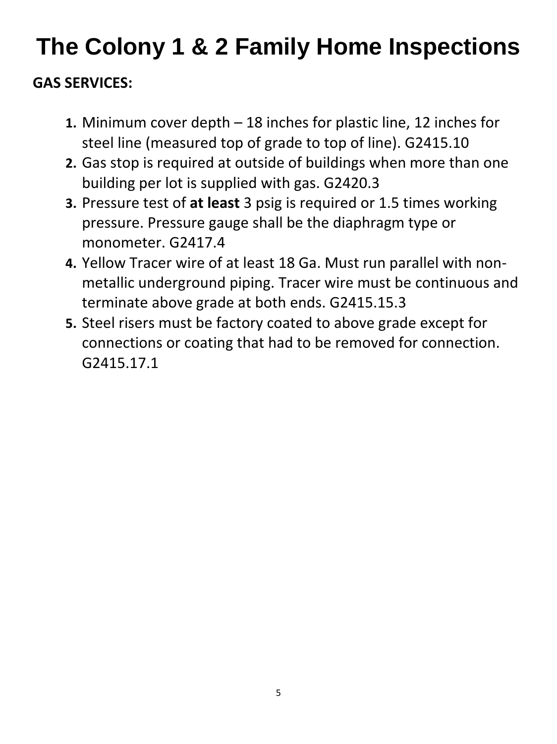# The Colony 1 & 2 Family Home Inspections

**GAS SERVICES:**

1. Minimum cover depth – 18 inches for plastic line, 12 inches for steel line (measured top of grade to top of line). G2415.10
2. Gas stop is required at outside of buildings when more than one building per lot is supplied with gas. G2420.3
3. Pressure test of **at least** 3 psig is required or 1.5 times working pressure. Pressure gauge shall be the diaphragm type or monometer. G2417.4
4. Yellow Tracer wire of at least 18 Ga. Must run parallel with non-metallic underground piping. Tracer wire must be continuous and terminate above grade at both ends. G2415.15.3
5. Steel risers must be factory coated to above grade except for connections or coating that had to be removed for connection. G2415.17.1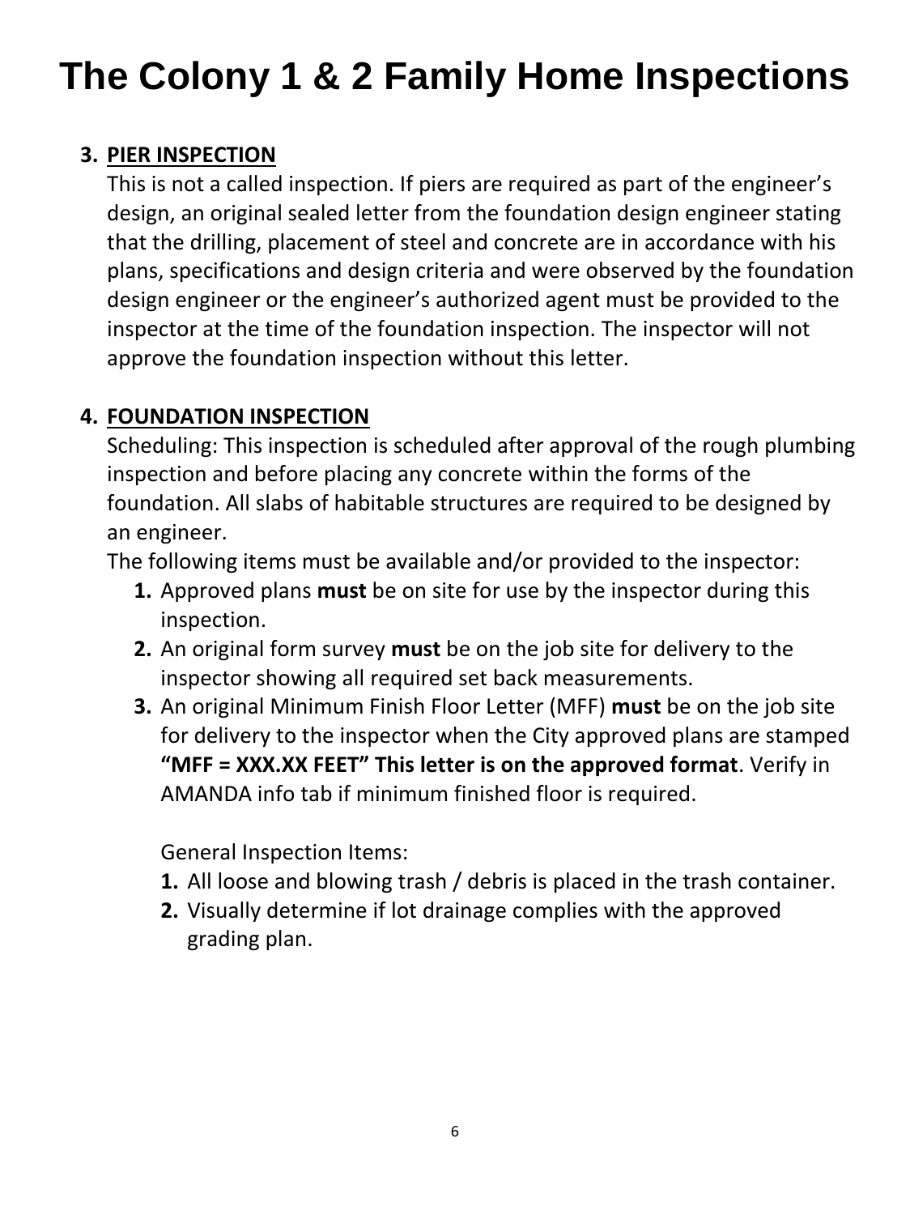# The Colony 1 & 2 Family Home Inspections

3. **PIER INSPECTION**
   This is not a called inspection. If piers are required as part of the engineer's design, an original sealed letter from the foundation design engineer stating that the drilling, placement of steel and concrete are in accordance with his plans, specifications and design criteria and were observed by the foundation design engineer or the engineer's authorized agent must be provided to the inspector at the time of the foundation inspection. The inspector will not approve the foundation inspection without this letter.

4. **FOUNDATION INSPECTION**
   Scheduling: This inspection is scheduled after approval of the rough plumbing inspection and before placing any concrete within the forms of the foundation. All slabs of habitable structures are required to be designed by an engineer.
   The following items must be available and/or provided to the inspector:
   1. Approved plans **must** be on site for use by the inspector during this inspection.
   2. An original form survey **must** be on the job site for delivery to the inspector showing all required set back measurements.
   3. An original Minimum Finish Floor Letter (MFF) **must** be on the job site for delivery to the inspector when the City approved plans are stamped **"MFF = XXX.XX FEET" This letter is on the approved format**. Verify in AMANDA info tab if minimum finished floor is required.

      General Inspection Items:
      1. All loose and blowing trash / debris is placed in the trash container.
      2. Visually determine if lot drainage complies with the approved grading plan.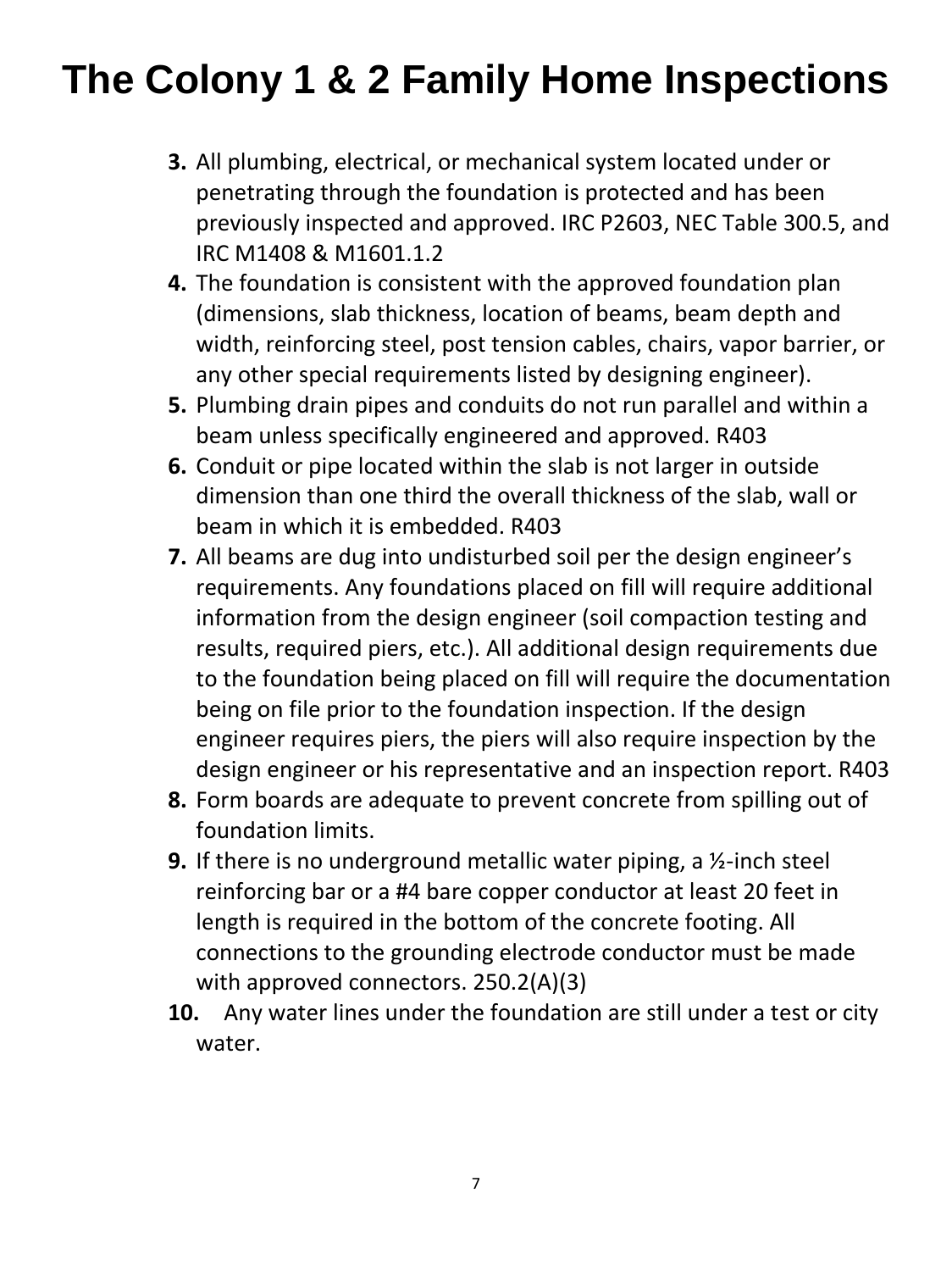# The Colony 1 & 2 Family Home Inspections

3. All plumbing, electrical, or mechanical system located under or penetrating through the foundation is protected and has been previously inspected and approved. IRC P2603, NEC Table 300.5, and IRC M1408 & M1601.1.2
4. The foundation is consistent with the approved foundation plan (dimensions, slab thickness, location of beams, beam depth and width, reinforcing steel, post tension cables, chairs, vapor barrier, or any other special requirements listed by designing engineer).
5. Plumbing drain pipes and conduits do not run parallel and within a beam unless specifically engineered and approved. R403
6. Conduit or pipe located within the slab is not larger in outside dimension than one third the overall thickness of the slab, wall or beam in which it is embedded. R403
7. All beams are dug into undisturbed soil per the design engineer's requirements. Any foundations placed on fill will require additional information from the design engineer (soil compaction testing and results, required piers, etc.). All additional design requirements due to the foundation being placed on fill will require the documentation being on file prior to the foundation inspection. If the design engineer requires piers, the piers will also require inspection by the design engineer or his representative and an inspection report. R403
8. Form boards are adequate to prevent concrete from spilling out of foundation limits.
9. If there is no underground metallic water piping, a ½-inch steel reinforcing bar or a #4 bare copper conductor at least 20 feet in length is required in the bottom of the concrete footing. All connections to the grounding electrode conductor must be made with approved connectors. 250.2(A)(3)
10. Any water lines under the foundation are still under a test or city water.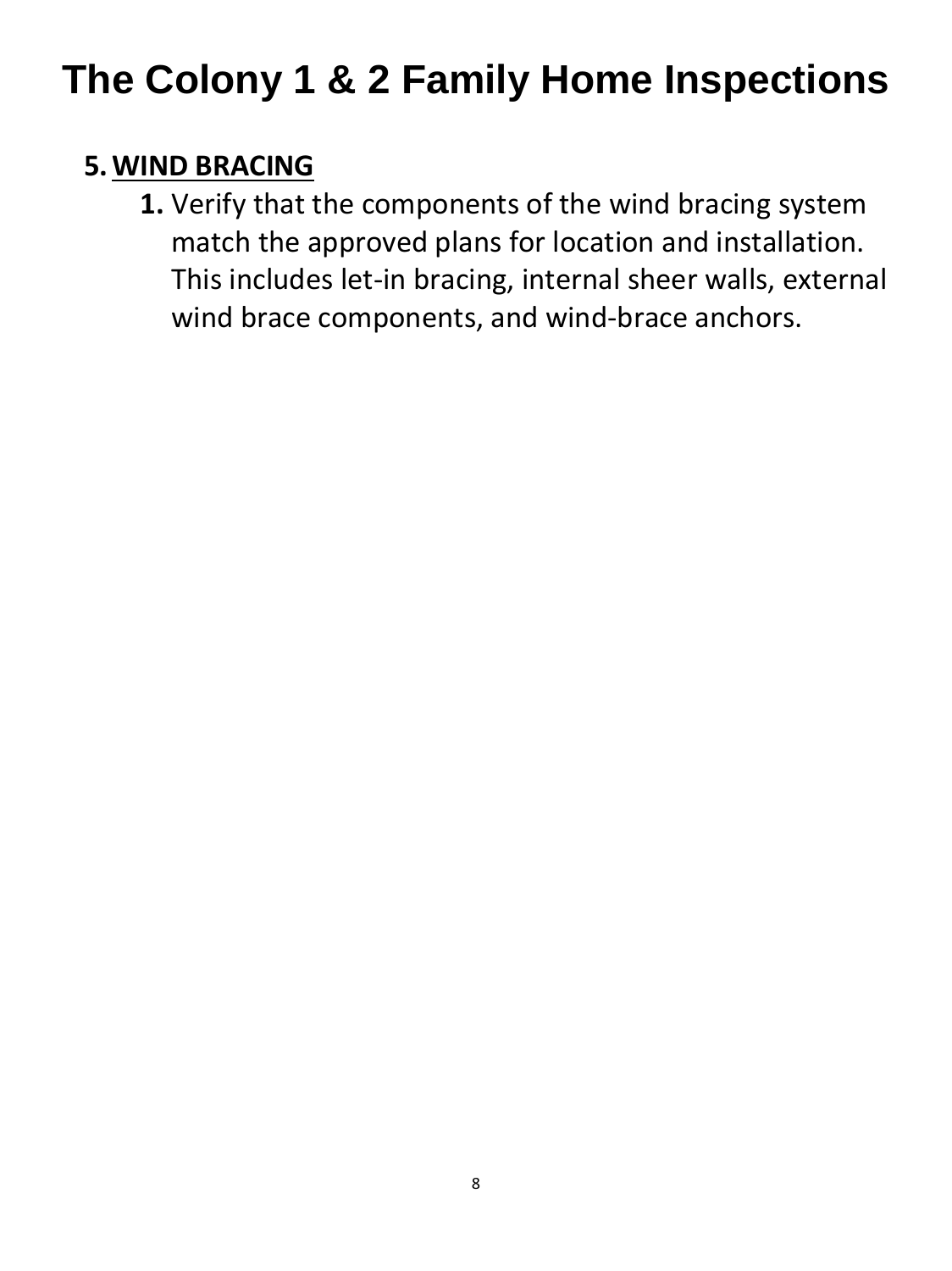# The Colony 1 & 2 Family Home Inspections

5. **WIND BRACING**
    1. Verify that the components of the wind bracing system match the approved plans for location and installation. This includes let-in bracing, internal sheer walls, external wind brace components, and wind-brace anchors.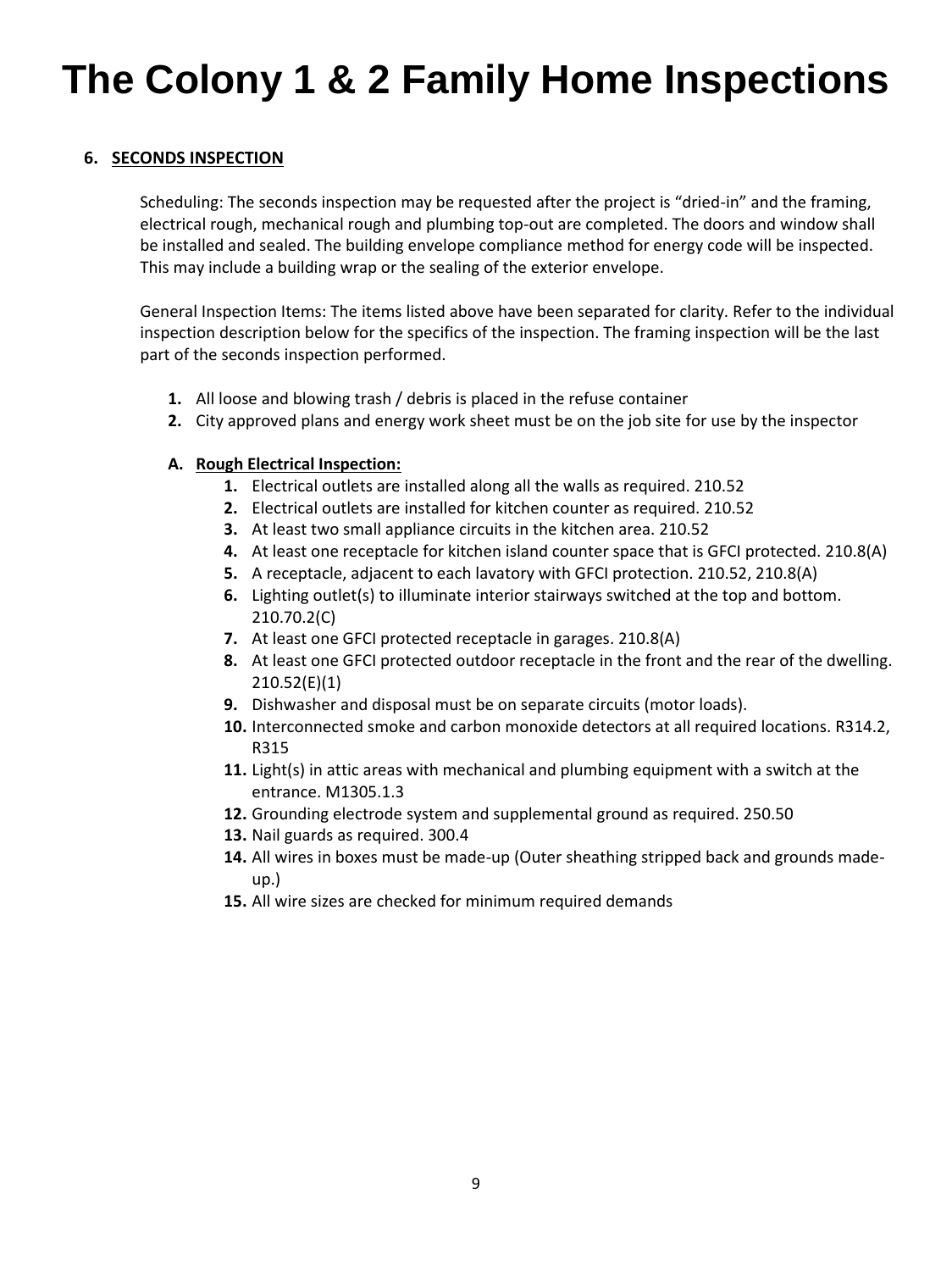# The Colony 1 & 2 Family Home Inspections

## 6. SECONDS INSPECTION

Scheduling: The seconds inspection may be requested after the project is "dried-in" and the framing, electrical rough, mechanical rough and plumbing top-out are completed. The doors and window shall be installed and sealed. The building envelope compliance method for energy code will be inspected. This may include a building wrap or the sealing of the exterior envelope.

General Inspection Items: The items listed above have been separated for clarity. Refer to the individual inspection description below for the specifics of the inspection. The framing inspection will be the last part of the seconds inspection performed.

1. All loose and blowing trash / debris is placed in the refuse container
2. City approved plans and energy work sheet must be on the job site for use by the inspector

### A. Rough Electrical Inspection:

1. Electrical outlets are installed along all the walls as required. 210.52
2. Electrical outlets are installed for kitchen counter as required. 210.52
3. At least two small appliance circuits in the kitchen area. 210.52
4. At least one receptacle for kitchen island counter space that is GFCI protected. 210.8(A)
5. A receptacle, adjacent to each lavatory with GFCI protection. 210.52, 210.8(A)
6. Lighting outlet(s) to illuminate interior stairways switched at the top and bottom. 210.70.2(C)
7. At least one GFCI protected receptacle in garages. 210.8(A)
8. At least one GFCI protected outdoor receptacle in the front and the rear of the dwelling. 210.52(E)(1)
9. Dishwasher and disposal must be on separate circuits (motor loads).
10. Interconnected smoke and carbon monoxide detectors at all required locations. R314.2, R315
11. Light(s) in attic areas with mechanical and plumbing equipment with a switch at the entrance. M1305.1.3
12. Grounding electrode system and supplemental ground as required. 250.50
13. Nail guards as required. 300.4
14. All wires in boxes must be made-up (Outer sheathing stripped back and grounds made-up.)
15. All wire sizes are checked for minimum required demands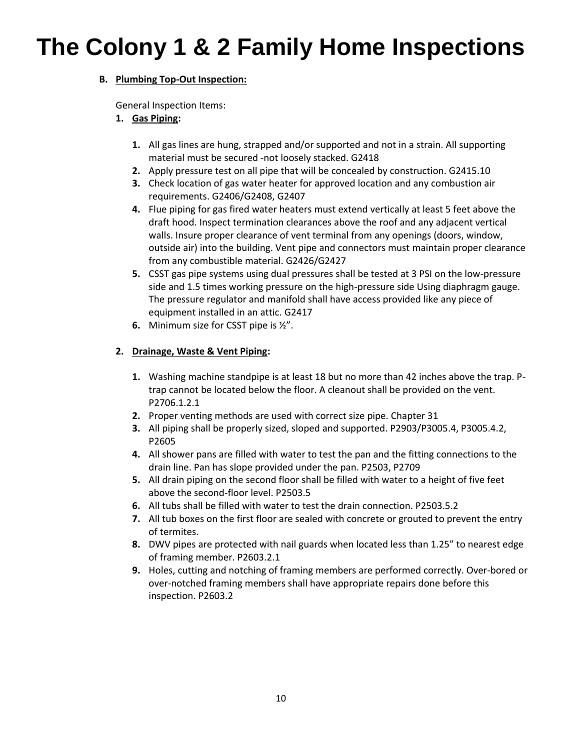# The Colony 1 & 2 Family Home Inspections

**B. Plumbing Top-Out Inspection:**

General Inspection Items:

**1. Gas Piping:**

1. All gas lines are hung, strapped and/or supported and not in a strain. All supporting material must be secured -not loosely stacked. G2418
2. Apply pressure test on all pipe that will be concealed by construction. G2415.10
3. Check location of gas water heater for approved location and any combustion air requirements. G2406/G2408, G2407
4. Flue piping for gas fired water heaters must extend vertically at least 5 feet above the draft hood. Inspect termination clearances above the roof and any adjacent vertical walls. Insure proper clearance of vent terminal from any openings (doors, window, outside air) into the building. Vent pipe and connectors must maintain proper clearance from any combustible material. G2426/G2427
5. CSST gas pipe systems using dual pressures shall be tested at 3 PSI on the low-pressure side and 1.5 times working pressure on the high-pressure side Using diaphragm gauge. The pressure regulator and manifold shall have access provided like any piece of equipment installed in an attic. G2417
6. Minimum size for CSST pipe is ½".

**2. Drainage, Waste & Vent Piping:**

1. Washing machine standpipe is at least 18 but no more than 42 inches above the trap. P-trap cannot be located below the floor. A cleanout shall be provided on the vent. P2706.1.2.1
2. Proper venting methods are used with correct size pipe. Chapter 31
3. All piping shall be properly sized, sloped and supported. P2903/P3005.4, P3005.4.2, P2605
4. All shower pans are filled with water to test the pan and the fitting connections to the drain line. Pan has slope provided under the pan. P2503, P2709
5. All drain piping on the second floor shall be filled with water to a height of five feet above the second-floor level. P2503.5
6. All tubs shall be filled with water to test the drain connection. P2503.5.2
7. All tub boxes on the first floor are sealed with concrete or grouted to prevent the entry of termites.
8. DWV pipes are protected with nail guards when located less than 1.25" to nearest edge of framing member. P2603.2.1
9. Holes, cutting and notching of framing members are performed correctly. Over-bored or over-notched framing members shall have appropriate repairs done before this inspection. P2603.2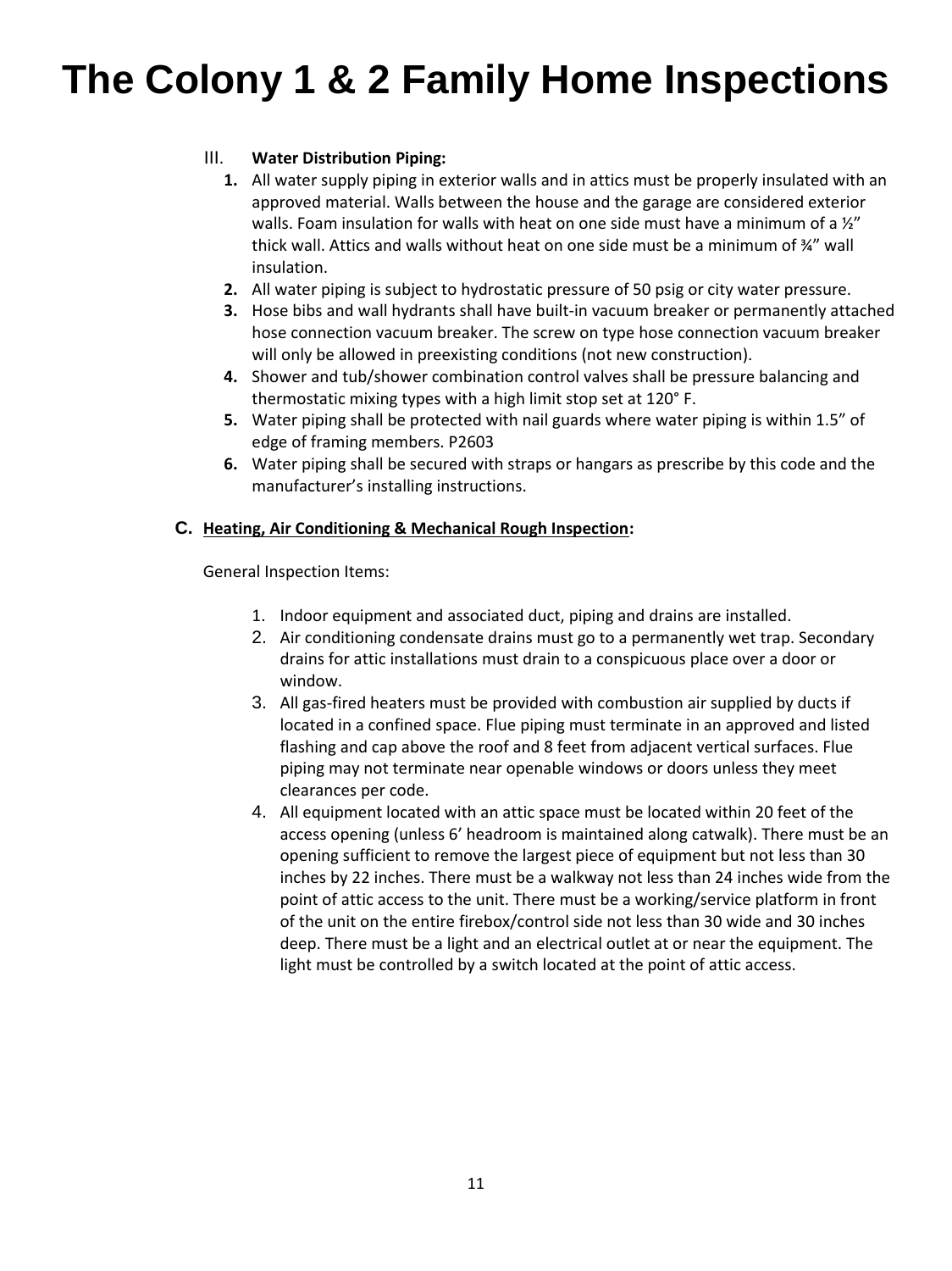III. **Water Distribution Piping:**

1. All water supply piping in exterior walls and in attics must be properly insulated with an approved material. Walls between the house and the garage are considered exterior walls. Foam insulation for walls with heat on one side must have a minimum of a ½" thick wall. Attics and walls without heat on one side must be a minimum of ¾" wall insulation.
2. All water piping is subject to hydrostatic pressure of 50 psig or city water pressure.
3. Hose bibs and wall hydrants shall have built-in vacuum breaker or permanently attached hose connection vacuum breaker. The screw on type hose connection vacuum breaker will only be allowed in preexisting conditions (not new construction).
4. Shower and tub/shower combination control valves shall be pressure balancing and thermostatic mixing types with a high limit stop set at 120° F.
5. Water piping shall be protected with nail guards where water piping is within 1.5" of edge of framing members. P2603
6. Water piping shall be secured with straps or hangars as prescribe by this code and the manufacturer's installing instructions.

## C. Heating, Air Conditioning & Mechanical Rough Inspection:

General Inspection Items:

1. Indoor equipment and associated duct, piping and drains are installed.
2. Air conditioning condensate drains must go to a permanently wet trap. Secondary drains for attic installations must drain to a conspicuous place over a door or window.
3. All gas-fired heaters must be provided with combustion air supplied by ducts if located in a confined space. Flue piping must terminate in an approved and listed flashing and cap above the roof and 8 feet from adjacent vertical surfaces. Flue piping may not terminate near openable windows or doors unless they meet clearances per code.
4. All equipment located with an attic space must be located within 20 feet of the access opening (unless 6' headroom is maintained along catwalk). There must be an opening sufficient to remove the largest piece of equipment but not less than 30 inches by 22 inches. There must be a walkway not less than 24 inches wide from the point of attic access to the unit. There must be a working/service platform in front of the unit on the entire firebox/control side not less than 30 wide and 30 inches deep. There must be a light and an electrical outlet at or near the equipment. The light must be controlled by a switch located at the point of attic access.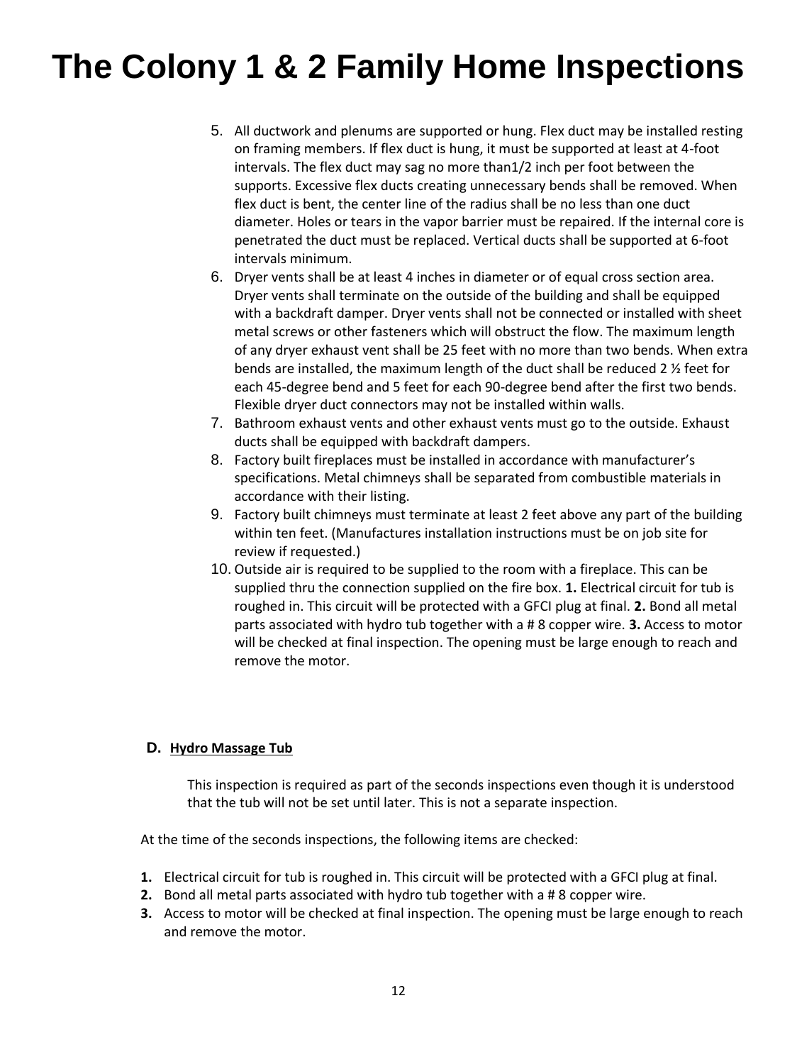5. All ductwork and plenums are supported or hung. Flex duct may be installed resting on framing members. If flex duct is hung, it must be supported at least at 4-foot intervals. The flex duct may sag no more than1/2 inch per foot between the supports. Excessive flex ducts creating unnecessary bends shall be removed. When flex duct is bent, the center line of the radius shall be no less than one duct diameter. Holes or tears in the vapor barrier must be repaired. If the internal core is penetrated the duct must be replaced. Vertical ducts shall be supported at 6-foot intervals minimum.
6. Dryer vents shall be at least 4 inches in diameter or of equal cross section area. Dryer vents shall terminate on the outside of the building and shall be equipped with a backdraft damper. Dryer vents shall not be connected or installed with sheet metal screws or other fasteners which will obstruct the flow. The maximum length of any dryer exhaust vent shall be 25 feet with no more than two bends. When extra bends are installed, the maximum length of the duct shall be reduced 2 ½ feet for each 45-degree bend and 5 feet for each 90-degree bend after the first two bends. Flexible dryer duct connectors may not be installed within walls.
7. Bathroom exhaust vents and other exhaust vents must go to the outside. Exhaust ducts shall be equipped with backdraft dampers.
8. Factory built fireplaces must be installed in accordance with manufacturer's specifications. Metal chimneys shall be separated from combustible materials in accordance with their listing.
9. Factory built chimneys must terminate at least 2 feet above any part of the building within ten feet. (Manufactures installation instructions must be on job site for review if requested.)
10. Outside air is required to be supplied to the room with a fireplace. This can be supplied thru the connection supplied on the fire box. **1.** Electrical circuit for tub is roughed in. This circuit will be protected with a GFCI plug at final. **2.** Bond all metal parts associated with hydro tub together with a # 8 copper wire. **3.** Access to motor will be checked at final inspection. The opening must be large enough to reach and remove the motor.

## D. Hydro Massage Tub

This inspection is required as part of the seconds inspections even though it is understood that the tub will not be set until later. This is not a separate inspection.

At the time of the seconds inspections, the following items are checked:

1. Electrical circuit for tub is roughed in. This circuit will be protected with a GFCI plug at final.
2. Bond all metal parts associated with hydro tub together with a # 8 copper wire.
3. Access to motor will be checked at final inspection. The opening must be large enough to reach and remove the motor.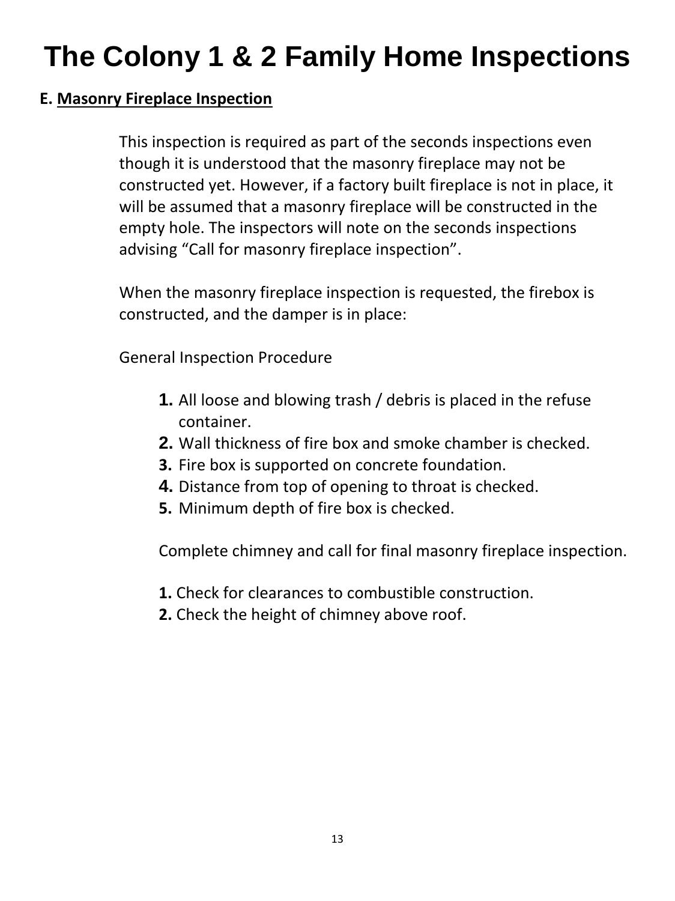# The Colony 1 & 2 Family Home Inspections

**E. Masonry Fireplace Inspection**

This inspection is required as part of the seconds inspections even though it is understood that the masonry fireplace may not be constructed yet. However, if a factory built fireplace is not in place, it will be assumed that a masonry fireplace will be constructed in the empty hole. The inspectors will note on the seconds inspections advising "Call for masonry fireplace inspection".

When the masonry fireplace inspection is requested, the firebox is constructed, and the damper is in place:

General Inspection Procedure

1. All loose and blowing trash / debris is placed in the refuse container.
2. Wall thickness of fire box and smoke chamber is checked.
3. Fire box is supported on concrete foundation.
4. Distance from top of opening to throat is checked.
5. Minimum depth of fire box is checked.

Complete chimney and call for final masonry fireplace inspection.

1. Check for clearances to combustible construction.
2. Check the height of chimney above roof.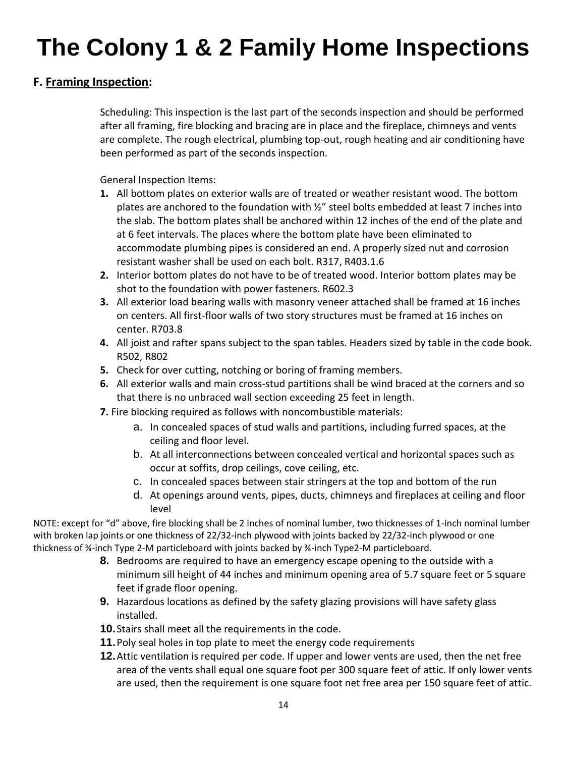# The Colony 1 & 2 Family Home Inspections

## F. Framing Inspection:

Scheduling: This inspection is the last part of the seconds inspection and should be performed after all framing, fire blocking and bracing are in place and the fireplace, chimneys and vents are complete. The rough electrical, plumbing top-out, rough heating and air conditioning have been performed as part of the seconds inspection.

General Inspection Items:

1. All bottom plates on exterior walls are of treated or weather resistant wood. The bottom plates are anchored to the foundation with ½" steel bolts embedded at least 7 inches into the slab. The bottom plates shall be anchored within 12 inches of the end of the plate and at 6 feet intervals. The places where the bottom plate have been eliminated to accommodate plumbing pipes is considered an end. A properly sized nut and corrosion resistant washer shall be used on each bolt. R317, R403.1.6
2. Interior bottom plates do not have to be of treated wood. Interior bottom plates may be shot to the foundation with power fasteners. R602.3
3. All exterior load bearing walls with masonry veneer attached shall be framed at 16 inches on centers. All first-floor walls of two story structures must be framed at 16 inches on center. R703.8
4. All joist and rafter spans subject to the span tables. Headers sized by table in the code book. R502, R802
5. Check for over cutting, notching or boring of framing members.
6. All exterior walls and main cross-stud partitions shall be wind braced at the corners and so that there is no unbraced wall section exceeding 25 feet in length.
7. Fire blocking required as follows with noncombustible materials:
   a. In concealed spaces of stud walls and partitions, including furred spaces, at the ceiling and floor level.
   b. At all interconnections between concealed vertical and horizontal spaces such as occur at soffits, drop ceilings, cove ceiling, etc.
   c. In concealed spaces between stair stringers at the top and bottom of the run
   d. At openings around vents, pipes, ducts, chimneys and fireplaces at ceiling and floor level

NOTE: except for "d" above, fire blocking shall be 2 inches of nominal lumber, two thicknesses of 1-inch nominal lumber with broken lap joints or one thickness of 22/32-inch plywood with joints backed by 22/32-inch plywood or one thickness of ¾-inch Type 2-M particleboard with joints backed by ¾-inch Type2-M particleboard.

8. Bedrooms are required to have an emergency escape opening to the outside with a minimum sill height of 44 inches and minimum opening area of 5.7 square feet or 5 square feet if grade floor opening.
9. Hazardous locations as defined by the safety glazing provisions will have safety glass installed.
10. Stairs shall meet all the requirements in the code.
11. Poly seal holes in top plate to meet the energy code requirements
12. Attic ventilation is required per code. If upper and lower vents are used, then the net free area of the vents shall equal one square foot per 300 square feet of attic. If only lower vents are used, then the requirement is one square foot net free area per 150 square feet of attic.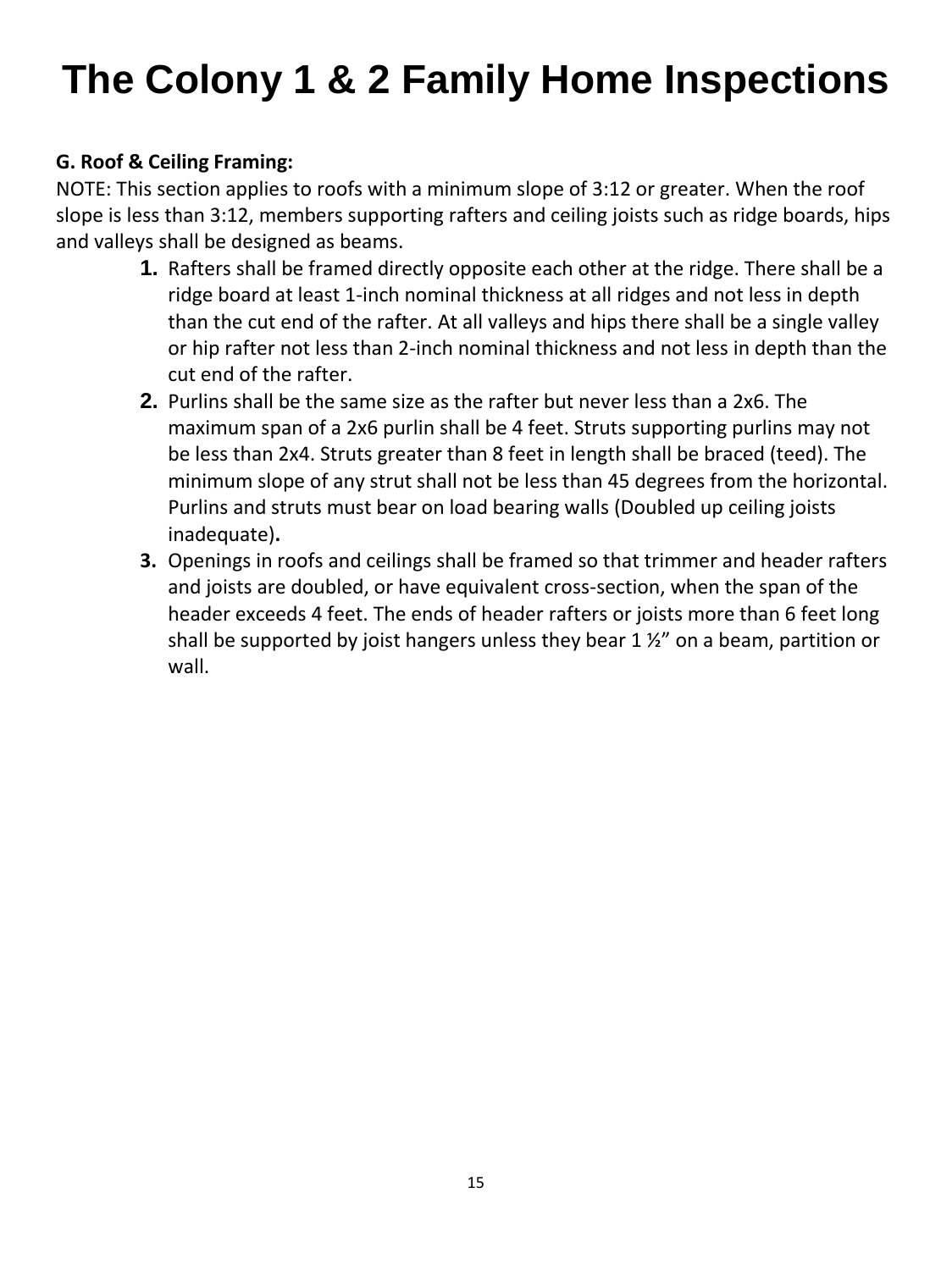# The Colony 1 & 2 Family Home Inspections

**G. Roof & Ceiling Framing:**

NOTE: This section applies to roofs with a minimum slope of 3:12 or greater. When the roof slope is less than 3:12, members supporting rafters and ceiling joists such as ridge boards, hips and valleys shall be designed as beams.

1. Rafters shall be framed directly opposite each other at the ridge. There shall be a ridge board at least 1-inch nominal thickness at all ridges and not less in depth than the cut end of the rafter. At all valleys and hips there shall be a single valley or hip rafter not less than 2-inch nominal thickness and not less in depth than the cut end of the rafter.
2. Purlins shall be the same size as the rafter but never less than a 2x6. The maximum span of a 2x6 purlin shall be 4 feet. Struts supporting purlins may not be less than 2x4. Struts greater than 8 feet in length shall be braced (teed). The minimum slope of any strut shall not be less than 45 degrees from the horizontal. Purlins and struts must bear on load bearing walls (Doubled up ceiling joists inadequate)**.**
3. Openings in roofs and ceilings shall be framed so that trimmer and header rafters and joists are doubled, or have equivalent cross-section, when the span of the header exceeds 4 feet. The ends of header rafters or joists more than 6 feet long shall be supported by joist hangers unless they bear 1 ½" on a beam, partition or wall.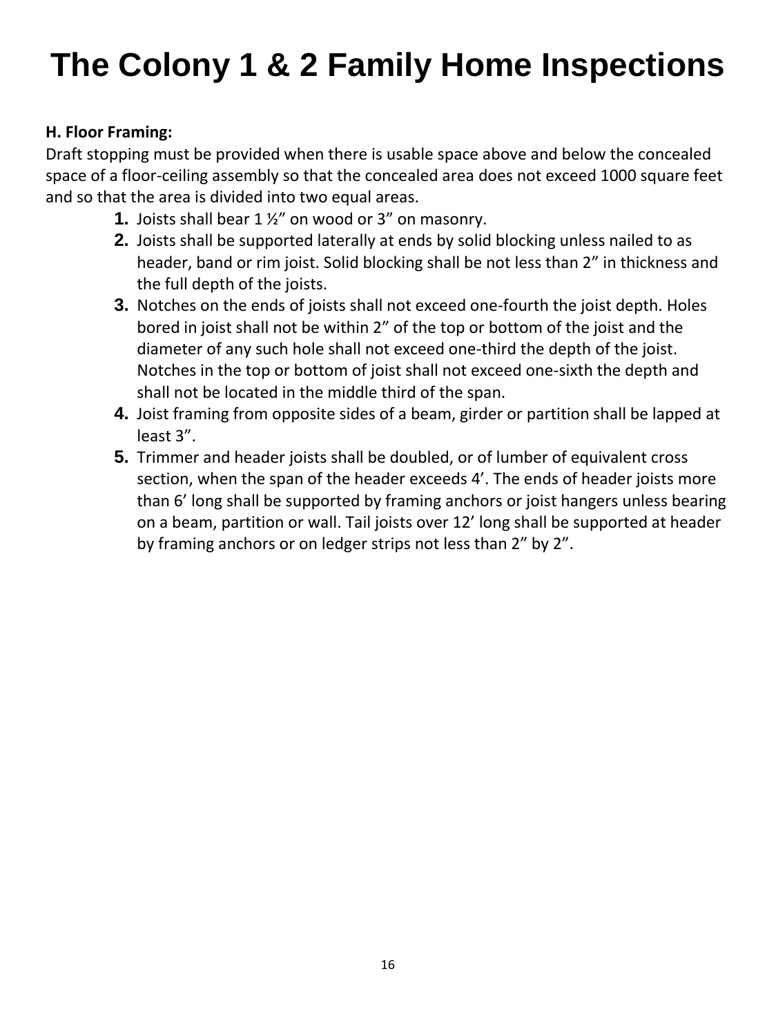# The Colony 1 & 2 Family Home Inspections

**H. Floor Framing:**

Draft stopping must be provided when there is usable space above and below the concealed space of a floor-ceiling assembly so that the concealed area does not exceed 1000 square feet and so that the area is divided into two equal areas.

1. Joists shall bear 1 ½" on wood or 3" on masonry.
2. Joists shall be supported laterally at ends by solid blocking unless nailed to as header, band or rim joist. Solid blocking shall be not less than 2" in thickness and the full depth of the joists.
3. Notches on the ends of joists shall not exceed one-fourth the joist depth. Holes bored in joist shall not be within 2" of the top or bottom of the joist and the diameter of any such hole shall not exceed one-third the depth of the joist. Notches in the top or bottom of joist shall not exceed one-sixth the depth and shall not be located in the middle third of the span.
4. Joist framing from opposite sides of a beam, girder or partition shall be lapped at least 3".
5. Trimmer and header joists shall be doubled, or of lumber of equivalent cross section, when the span of the header exceeds 4'. The ends of header joists more than 6' long shall be supported by framing anchors or joist hangers unless bearing on a beam, partition or wall. Tail joists over 12' long shall be supported at header by framing anchors or on ledger strips not less than 2" by 2".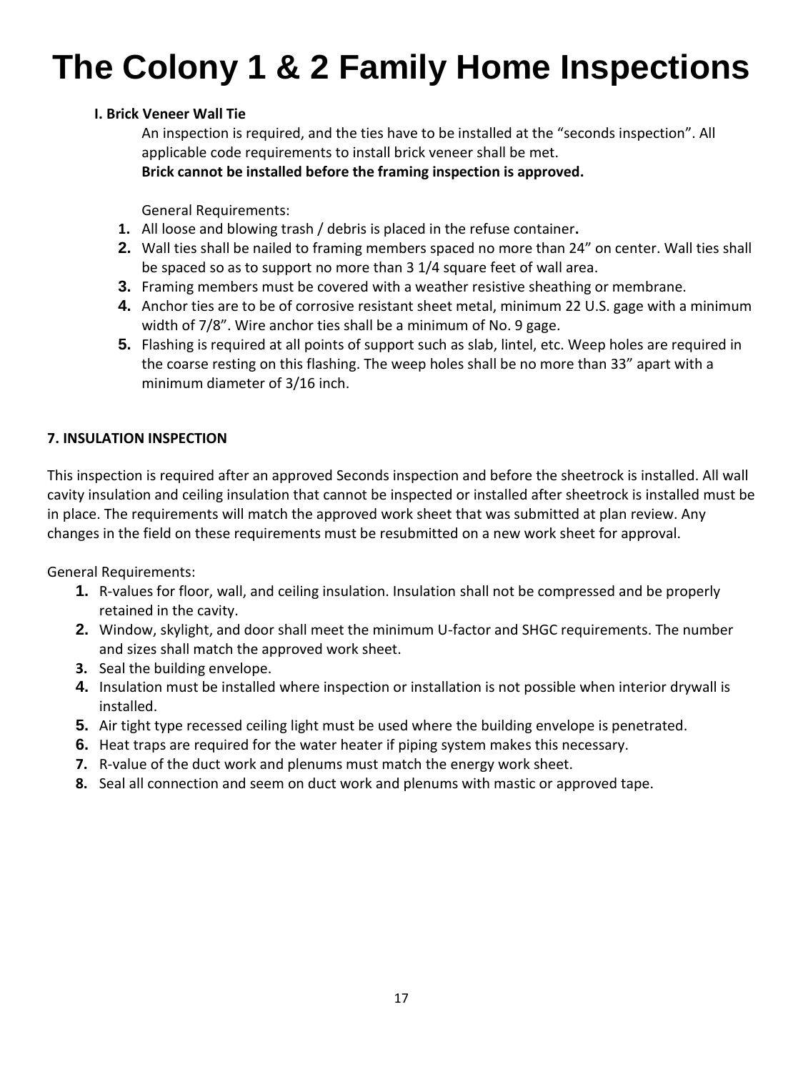# The Colony 1 & 2 Family Home Inspections

**I. Brick Veneer Wall Tie**

An inspection is required, and the ties have to be installed at the "seconds inspection". All applicable code requirements to install brick veneer shall be met.
**Brick cannot be installed before the framing inspection is approved.**

General Requirements:

1. All loose and blowing trash / debris is placed in the refuse container.
2. Wall ties shall be nailed to framing members spaced no more than 24" on center. Wall ties shall be spaced so as to support no more than 3 1/4 square feet of wall area.
3. Framing members must be covered with a weather resistive sheathing or membrane.
4. Anchor ties are to be of corrosive resistant sheet metal, minimum 22 U.S. gage with a minimum width of 7/8". Wire anchor ties shall be a minimum of No. 9 gage.
5. Flashing is required at all points of support such as slab, lintel, etc. Weep holes are required in the coarse resting on this flashing. The weep holes shall be no more than 33" apart with a minimum diameter of 3/16 inch.

**7. INSULATION INSPECTION**

This inspection is required after an approved Seconds inspection and before the sheetrock is installed. All wall cavity insulation and ceiling insulation that cannot be inspected or installed after sheetrock is installed must be in place. The requirements will match the approved work sheet that was submitted at plan review. Any changes in the field on these requirements must be resubmitted on a new work sheet for approval.

General Requirements:

1. R-values for floor, wall, and ceiling insulation. Insulation shall not be compressed and be properly retained in the cavity.
2. Window, skylight, and door shall meet the minimum U-factor and SHGC requirements. The number and sizes shall match the approved work sheet.
3. Seal the building envelope.
4. Insulation must be installed where inspection or installation is not possible when interior drywall is installed.
5. Air tight type recessed ceiling light must be used where the building envelope is penetrated.
6. Heat traps are required for the water heater if piping system makes this necessary.
7. R-value of the duct work and plenums must match the energy work sheet.
8. Seal all connection and seem on duct work and plenums with mastic or approved tape.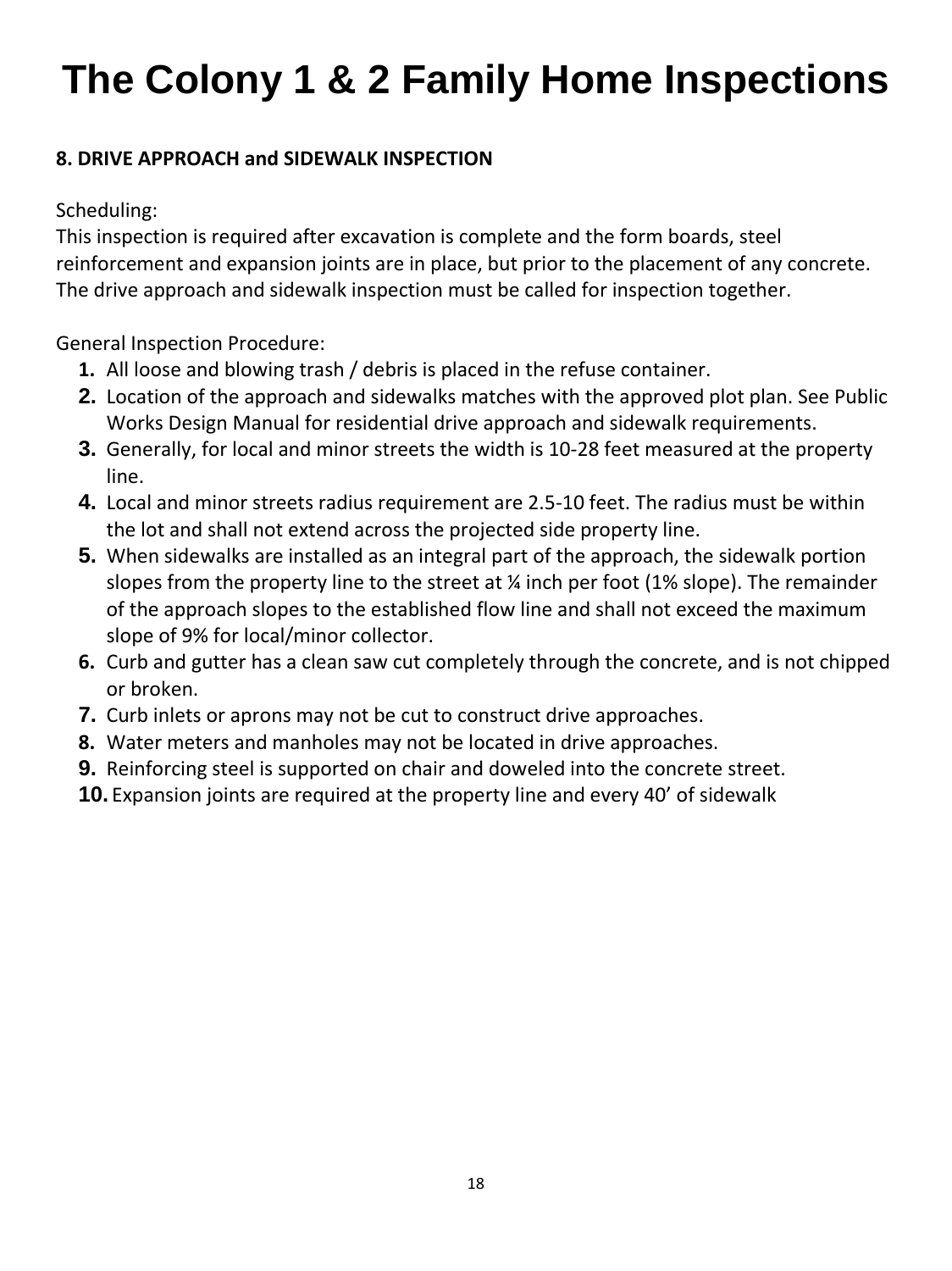# The Colony 1 & 2 Family Home Inspections

**8. DRIVE APPROACH and SIDEWALK INSPECTION**

Scheduling:
This inspection is required after excavation is complete and the form boards, steel reinforcement and expansion joints are in place, but prior to the placement of any concrete. The drive approach and sidewalk inspection must be called for inspection together.

General Inspection Procedure:

1. All loose and blowing trash / debris is placed in the refuse container.
2. Location of the approach and sidewalks matches with the approved plot plan. See Public Works Design Manual for residential drive approach and sidewalk requirements.
3. Generally, for local and minor streets the width is 10-28 feet measured at the property line.
4. Local and minor streets radius requirement are 2.5-10 feet. The radius must be within the lot and shall not extend across the projected side property line.
5. When sidewalks are installed as an integral part of the approach, the sidewalk portion slopes from the property line to the street at ¼ inch per foot (1% slope). The remainder of the approach slopes to the established flow line and shall not exceed the maximum slope of 9% for local/minor collector.
6. Curb and gutter has a clean saw cut completely through the concrete, and is not chipped or broken.
7. Curb inlets or aprons may not be cut to construct drive approaches.
8. Water meters and manholes may not be located in drive approaches.
9. Reinforcing steel is supported on chair and doweled into the concrete street.
10. Expansion joints are required at the property line and every 40’ of sidewalk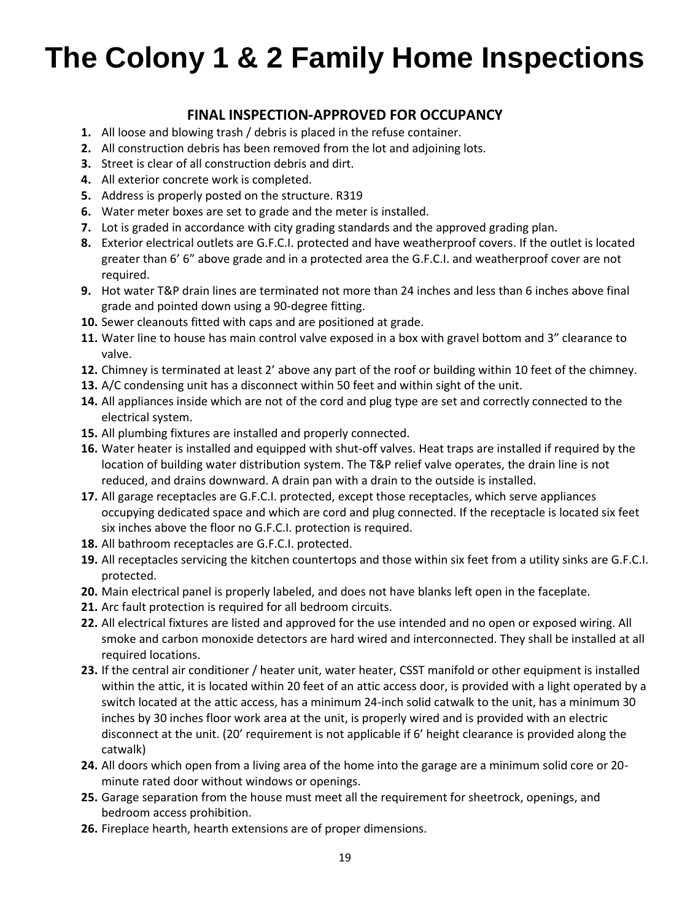# The Colony 1 & 2 Family Home Inspections

## FINAL INSPECTION-APPROVED FOR OCCUPANCY

1. All loose and blowing trash / debris is placed in the refuse container.
2. All construction debris has been removed from the lot and adjoining lots.
3. Street is clear of all construction debris and dirt.
4. All exterior concrete work is completed.
5. Address is properly posted on the structure. R319
6. Water meter boxes are set to grade and the meter is installed.
7. Lot is graded in accordance with city grading standards and the approved grading plan.
8. Exterior electrical outlets are G.F.C.I. protected and have weatherproof covers. If the outlet is located greater than 6' 6" above grade and in a protected area the G.F.C.I. and weatherproof cover are not required.
9. Hot water T&P drain lines are terminated not more than 24 inches and less than 6 inches above final grade and pointed down using a 90-degree fitting.
10. Sewer cleanouts fitted with caps and are positioned at grade.
11. Water line to house has main control valve exposed in a box with gravel bottom and 3" clearance to valve.
12. Chimney is terminated at least 2' above any part of the roof or building within 10 feet of the chimney.
13. A/C condensing unit has a disconnect within 50 feet and within sight of the unit.
14. All appliances inside which are not of the cord and plug type are set and correctly connected to the electrical system.
15. All plumbing fixtures are installed and properly connected.
16. Water heater is installed and equipped with shut-off valves. Heat traps are installed if required by the location of building water distribution system. The T&P relief valve operates, the drain line is not reduced, and drains downward. A drain pan with a drain to the outside is installed.
17. All garage receptacles are G.F.C.I. protected, except those receptacles, which serve appliances occupying dedicated space and which are cord and plug connected. If the receptacle is located six feet six inches above the floor no G.F.C.I. protection is required.
18. All bathroom receptacles are G.F.C.I. protected.
19. All receptacles servicing the kitchen countertops and those within six feet from a utility sinks are G.F.C.I. protected.
20. Main electrical panel is properly labeled, and does not have blanks left open in the faceplate.
21. Arc fault protection is required for all bedroom circuits.
22. All electrical fixtures are listed and approved for the use intended and no open or exposed wiring. All smoke and carbon monoxide detectors are hard wired and interconnected. They shall be installed at all required locations.
23. If the central air conditioner / heater unit, water heater, CSST manifold or other equipment is installed within the attic, it is located within 20 feet of an attic access door, is provided with a light operated by a switch located at the attic access, has a minimum 24-inch solid catwalk to the unit, has a minimum 30 inches by 30 inches floor work area at the unit, is properly wired and is provided with an electric disconnect at the unit. (20' requirement is not applicable if 6' height clearance is provided along the catwalk)
24. All doors which open from a living area of the home into the garage are a minimum solid core or 20-minute rated door without windows or openings.
25. Garage separation from the house must meet all the requirement for sheetrock, openings, and bedroom access prohibition.
26. Fireplace hearth, hearth extensions are of proper dimensions.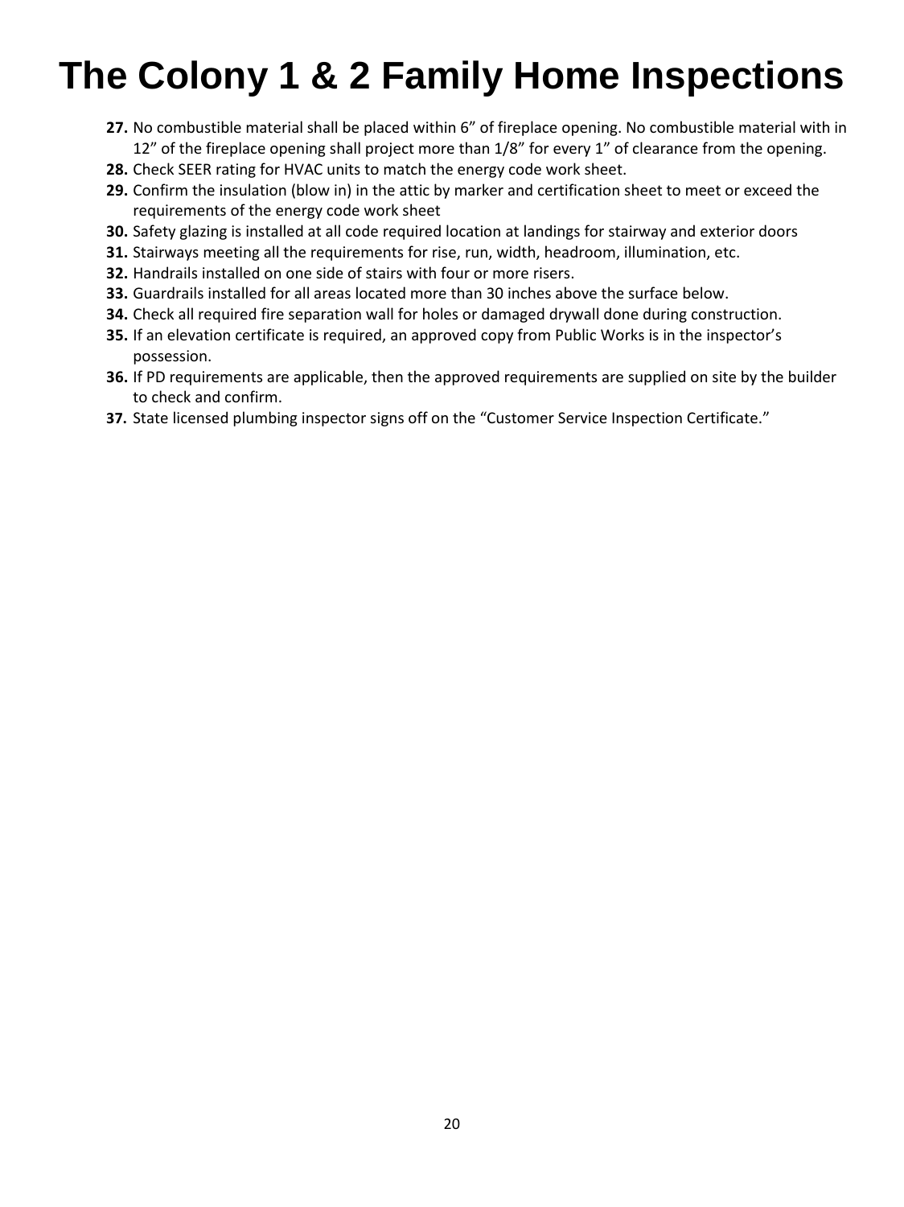# The Colony 1 & 2 Family Home Inspections

27. No combustible material shall be placed within 6” of fireplace opening. No combustible material with in 12” of the fireplace opening shall project more than 1/8” for every 1” of clearance from the opening.
28. Check SEER rating for HVAC units to match the energy code work sheet.
29. Confirm the insulation (blow in) in the attic by marker and certification sheet to meet or exceed the requirements of the energy code work sheet
30. Safety glazing is installed at all code required location at landings for stairway and exterior doors
31. Stairways meeting all the requirements for rise, run, width, headroom, illumination, etc.
32. Handrails installed on one side of stairs with four or more risers.
33. Guardrails installed for all areas located more than 30 inches above the surface below.
34. Check all required fire separation wall for holes or damaged drywall done during construction.
35. If an elevation certificate is required, an approved copy from Public Works is in the inspector’s possession.
36. If PD requirements are applicable, then the approved requirements are supplied on site by the builder to check and confirm.
37. State licensed plumbing inspector signs off on the “Customer Service Inspection Certificate.”